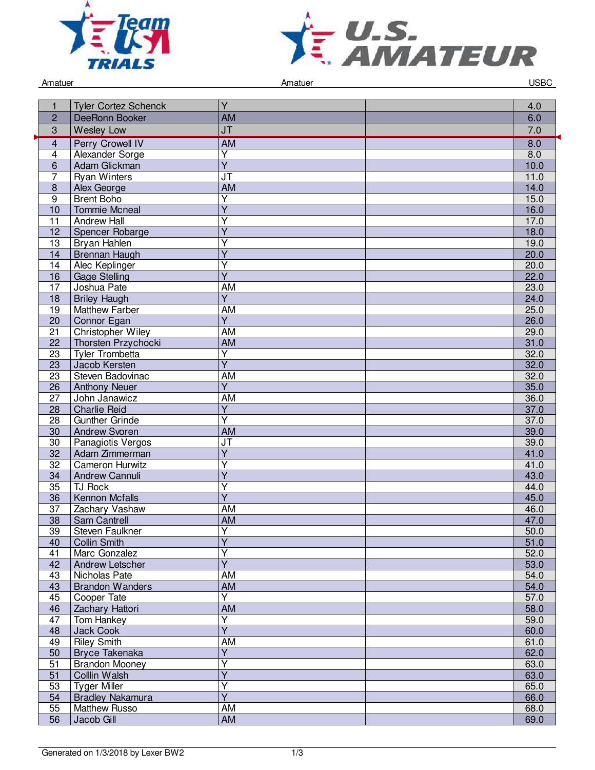Amatuer | Amatuer | USBC

| | | | | |
|---|---|---|---|---|
| 1 | Tyler Cortez Schenck | Y | | 4.0 |
| 2 | DeeRonn Booker | AM | | 6.0 |
| 3 | Wesley Low | JT | | 7.0 |
| 4 | Perry Crowell IV | AM | | 8.0 |
| 4 | Alexander Sorge | Y | | 8.0 |
| 6 | Adam Glickman | Y | | 10.0 |
| 7 | Ryan Winters | JT | | 11.0 |
| 8 | Alex George | AM | | 14.0 |
| 9 | Brent Boho | Y | | 15.0 |
| 10 | Tommie Mcneal | Y | | 16.0 |
| 11 | Andrew Hall | Y | | 17.0 |
| 12 | Spencer Robarge | Y | | 18.0 |
| 13 | Bryan Hahlen | Y | | 19.0 |
| 14 | Brennan Haugh | Y | | 20.0 |
| 14 | Alec Keplinger | Y | | 20.0 |
| 16 | Gage Stelling | Y | | 22.0 |
| 17 | Joshua Pate | AM | | 23.0 |
| 18 | Briley Haugh | Y | | 24.0 |
| 19 | Matthew Farber | AM | | 25.0 |
| 20 | Connor Egan | Y | | 26.0 |
| 21 | Christopher Wiley | AM | | 29.0 |
| 22 | Thorsten Przychocki | AM | | 31.0 |
| 23 | Tyler Trombetta | Y | | 32.0 |
| 23 | Jacob Kersten | Y | | 32.0 |
| 23 | Steven Badovinac | AM | | 32.0 |
| 26 | Anthony Neuer | Y | | 35.0 |
| 27 | John Janawicz | AM | | 36.0 |
| 28 | Charlie Reid | Y | | 37.0 |
| 28 | Gunther Grinde | Y | | 37.0 |
| 30 | Andrew Svoren | AM | | 39.0 |
| 30 | Panagiotis Vergos | JT | | 39.0 |
| 32 | Adam Zimmerman | Y | | 41.0 |
| 32 | Cameron Hurwitz | Y | | 41.0 |
| 34 | Andrew Cannuli | Y | | 43.0 |
| 35 | TJ Rock | Y | | 44.0 |
| 36 | Kennon Mcfalls | Y | | 45.0 |
| 37 | Zachary Vashaw | AM | | 46.0 |
| 38 | Sam Cantrell | AM | | 47.0 |
| 39 | Steven Faulkner | Y | | 50.0 |
| 40 | Collin Smith | Y | | 51.0 |
| 41 | Marc Gonzalez | Y | | 52.0 |
| 42 | Andrew Letscher | Y | | 53.0 |
| 43 | Nicholas Pate | AM | | 54.0 |
| 43 | Brandon Wanders | AM | | 54.0 |
| 45 | Cooper Tate | Y | | 57.0 |
| 46 | Zachary Hattori | AM | | 58.0 |
| 47 | Tom Hankey | Y | | 59.0 |
| 48 | Jack Cook | Y | | 60.0 |
| 49 | Riley Smith | AM | | 61.0 |
| 50 | Bryce Takenaka | Y | | 62.0 |
| 51 | Brandon Mooney | Y | | 63.0 |
| 51 | Colllin Walsh | Y | | 63.0 |
| 53 | Tyger Miller | Y | | 65.0 |
| 54 | Bradley Nakamura | Y | | 66.0 |
| 55 | Matthew Russo | AM | | 68.0 |
| 56 | Jacob Gill | AM | | 69.0 |

Generated on 1/3/2018 by Lexer BW2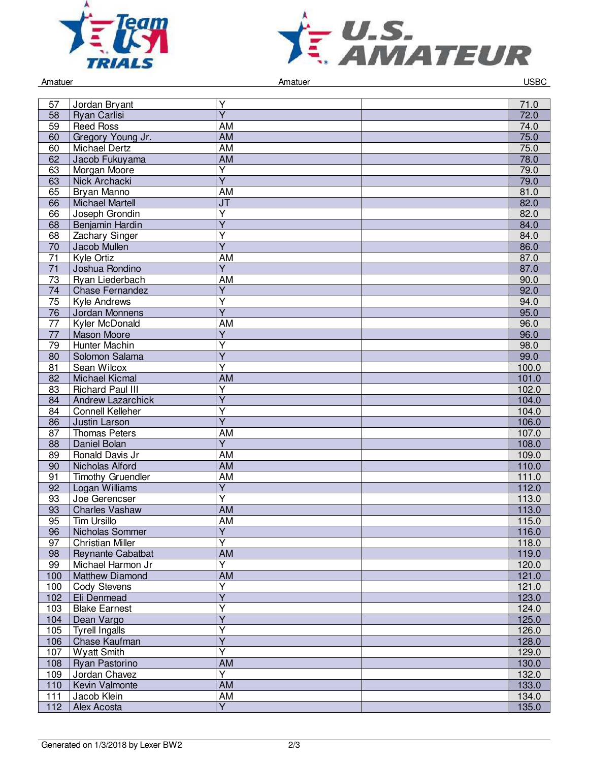Amatuer Amatuer USBC

| | | | | |
|---|---|---|---|---|
| 57 | Jordan Bryant | Y | | 71.0 |
| 58 | Ryan Carlisi | Y | | 72.0 |
| 59 | Reed Ross | AM | | 74.0 |
| 60 | Gregory Young Jr. | AM | | 75.0 |
| 60 | Michael Dertz | AM | | 75.0 |
| 62 | Jacob Fukuyama | AM | | 78.0 |
| 63 | Morgan Moore | Y | | 79.0 |
| 63 | Nick Archacki | Y | | 79.0 |
| 65 | Bryan Manno | AM | | 81.0 |
| 66 | Michael Martell | JT | | 82.0 |
| 66 | Joseph Grondin | Y | | 82.0 |
| 68 | Benjamin Hardin | Y | | 84.0 |
| 68 | Zachary Singer | Y | | 84.0 |
| 70 | Jacob Mullen | Y | | 86.0 |
| 71 | Kyle Ortiz | AM | | 87.0 |
| 71 | Joshua Rondino | Y | | 87.0 |
| 73 | Ryan Liederbach | AM | | 90.0 |
| 74 | Chase Fernandez | Y | | 92.0 |
| 75 | Kyle Andrews | Y | | 94.0 |
| 76 | Jordan Monnens | Y | | 95.0 |
| 77 | Kyler McDonald | AM | | 96.0 |
| 77 | Mason Moore | Y | | 96.0 |
| 79 | Hunter Machin | Y | | 98.0 |
| 80 | Solomon Salama | Y | | 99.0 |
| 81 | Sean Wilcox | Y | | 100.0 |
| 82 | Michael Kicmal | AM | | 101.0 |
| 83 | Richard Paul III | Y | | 102.0 |
| 84 | Andrew Lazarchick | Y | | 104.0 |
| 84 | Connell Kelleher | Y | | 104.0 |
| 86 | Justin Larson | Y | | 106.0 |
| 87 | Thomas Peters | AM | | 107.0 |
| 88 | Daniel Bolan | Y | | 108.0 |
| 89 | Ronald Davis Jr | AM | | 109.0 |
| 90 | Nicholas Alford | AM | | 110.0 |
| 91 | Timothy Gruendler | AM | | 111.0 |
| 92 | Logan Williams | Y | | 112.0 |
| 93 | Joe Gerencser | Y | | 113.0 |
| 93 | Charles Vashaw | AM | | 113.0 |
| 95 | Tim Ursillo | AM | | 115.0 |
| 96 | Nicholas Sommer | Y | | 116.0 |
| 97 | Christian Miller | Y | | 118.0 |
| 98 | Reynante Cabatbat | AM | | 119.0 |
| 99 | Michael Harmon Jr | Y | | 120.0 |
| 100 | Matthew Diamond | AM | | 121.0 |
| 100 | Cody Stevens | Y | | 121.0 |
| 102 | Eli Denmead | Y | | 123.0 |
| 103 | Blake Earnest | Y | | 124.0 |
| 104 | Dean Vargo | Y | | 125.0 |
| 105 | Tyrell Ingalls | Y | | 126.0 |
| 106 | Chase Kaufman | Y | | 128.0 |
| 107 | Wyatt Smith | Y | | 129.0 |
| 108 | Ryan Pastorino | AM | | 130.0 |
| 109 | Jordan Chavez | Y | | 132.0 |
| 110 | Kevin Valmonte | AM | | 133.0 |
| 111 | Jacob Klein | AM | | 134.0 |
| 112 | Alex Acosta | Y | | 135.0 |

Generated on 1/3/2018 by Lexer BW2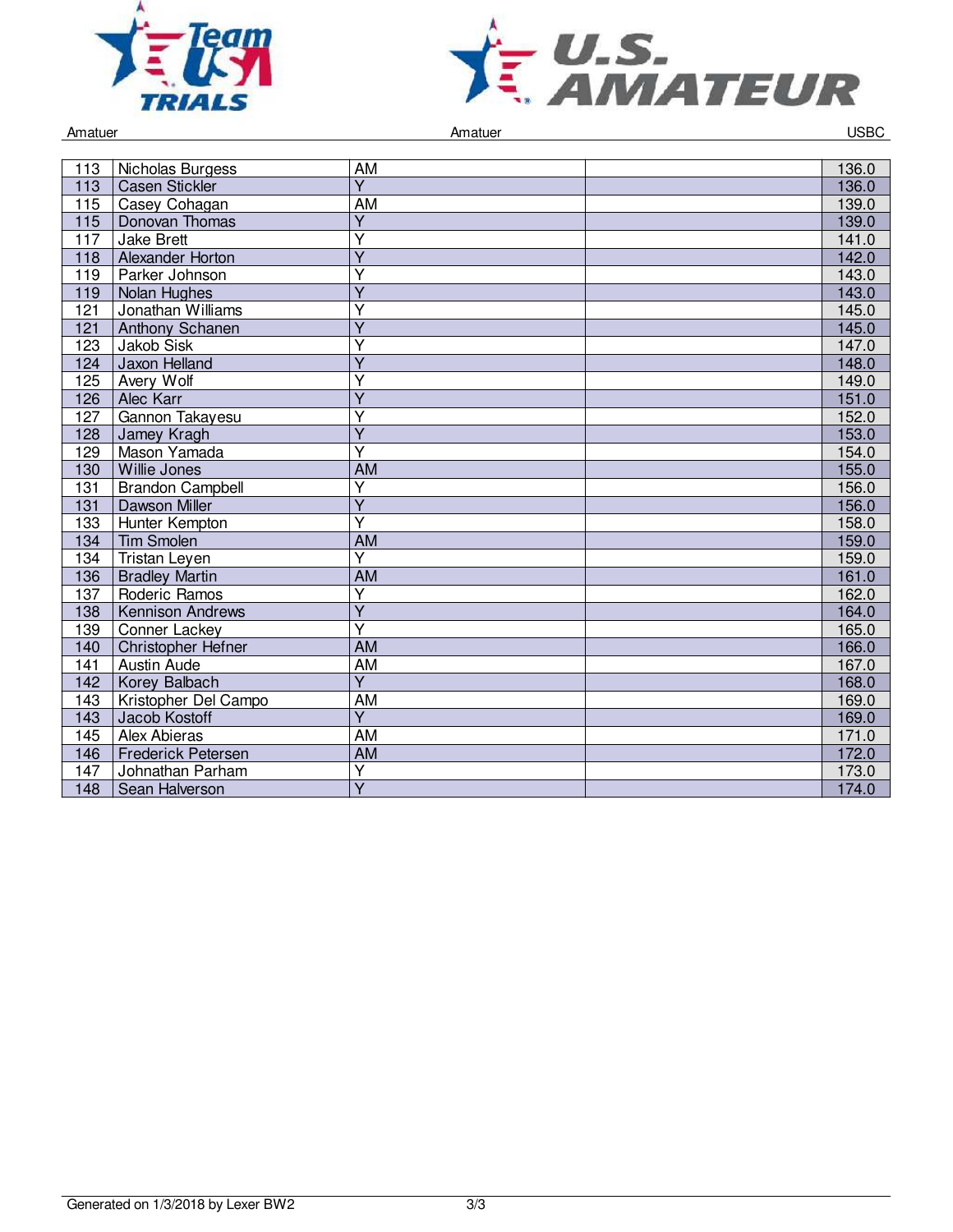| | | | | |
|---|---|---|---|---|
| 113 | Nicholas Burgess | AM | | 136.0 |
| 113 | Casen Stickler | Y | | 136.0 |
| 115 | Casey Cohagan | AM | | 139.0 |
| 115 | Donovan Thomas | Y | | 139.0 |
| 117 | Jake Brett | Y | | 141.0 |
| 118 | Alexander Horton | Y | | 142.0 |
| 119 | Parker Johnson | Y | | 143.0 |
| 119 | Nolan Hughes | Y | | 143.0 |
| 121 | Jonathan Williams | Y | | 145.0 |
| 121 | Anthony Schanen | Y | | 145.0 |
| 123 | Jakob Sisk | Y | | 147.0 |
| 124 | Jaxon Helland | Y | | 148.0 |
| 125 | Avery Wolf | Y | | 149.0 |
| 126 | Alec Karr | Y | | 151.0 |
| 127 | Gannon Takayesu | Y | | 152.0 |
| 128 | Jamey Kragh | Y | | 153.0 |
| 129 | Mason Yamada | Y | | 154.0 |
| 130 | Willie Jones | AM | | 155.0 |
| 131 | Brandon Campbell | Y | | 156.0 |
| 131 | Dawson Miller | Y | | 156.0 |
| 133 | Hunter Kempton | Y | | 158.0 |
| 134 | Tim Smolen | AM | | 159.0 |
| 134 | Tristan Leyen | Y | | 159.0 |
| 136 | Bradley Martin | AM | | 161.0 |
| 137 | Roderic Ramos | Y | | 162.0 |
| 138 | Kennison Andrews | Y | | 164.0 |
| 139 | Conner Lackey | Y | | 165.0 |
| 140 | Christopher Hefner | AM | | 166.0 |
| 141 | Austin Aude | AM | | 167.0 |
| 142 | Korey Balbach | Y | | 168.0 |
| 143 | Kristopher Del Campo | AM | | 169.0 |
| 143 | Jacob Kostoff | Y | | 169.0 |
| 145 | Alex Abieras | AM | | 171.0 |
| 146 | Frederick Petersen | AM | | 172.0 |
| 147 | Johnathan Parham | Y | | 173.0 |
| 148 | Sean Halverson | Y | | 174.0 |

Generated on 1/3/2018 by Lexer BW2